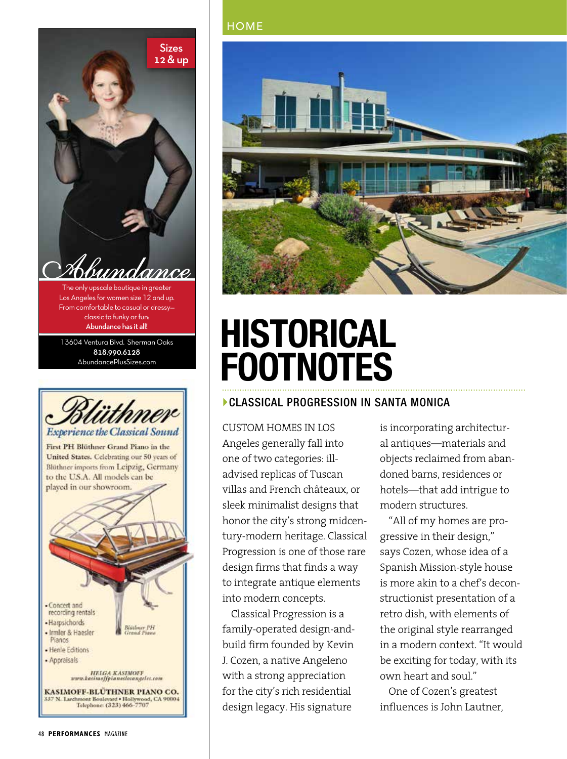HOME

# HISTORICAL FOOTNOTES

## CLASSICAL PROGRESSION IN SANTA MONICA

CUSTOM HOMES IN LOS Angeles generally fall into one of two categories: ill-advised replicas of Tuscan villas and French châteaux, or sleek minimalist designs that honor the city's strong midcentury-modern heritage. Classical Progression is one of those rare design firms that finds a way to integrate antique elements into modern concepts.

Classical Progression is a family-operated design-and-build firm founded by Kevin J. Cozen, a native Angeleno with a strong appreciation for the city's rich residential design legacy. His signature is incorporating architectural antiques—materials and objects reclaimed from abandoned barns, residences or hotels—that add intrigue to modern structures.

"All of my homes are progressive in their design," says Cozen, whose idea of a Spanish Mission-style house is more akin to a chef's deconstructionist presentation of a retro dish, with elements of the original style rearranged in a modern context. "It would be exciting for today, with its own heart and soul."

One of Cozen's greatest influences is John Lautner,

---

Sizes 12 & up

**Abundance**

The only upscale boutique in greater Los Angeles for women size 12 and up. From comfortable to casual or dressy—classic to funky or fun: **Abundance has it all!**

13604 Ventura Blvd. Sherman Oaks
**818.990.6128**
AbundancePlusSizes.com

---

**Blüthner**

*Experience the Classical Sound*

**First PH Blüthner Grand Piano in the United States.** Celebrating our 50 years of Blüthner imports from Leipzig, Germany to the U.S.A. All models can be played in our showroom.

- Concert and recording rentals
- Harpsichords
- Irmler & Haesler Pianos
- Henle Editions
- Appraisals

*Blüthner PH Grand Piano*

HELGA KASIMOFF
www.kasimoffpianoslosangeles.com

**KASIMOFF-BLÜTHNER PIANO CO.**
337 N. Larchmont Boulevard • Hollywood, CA 90004
Telephone: (323) 466-7707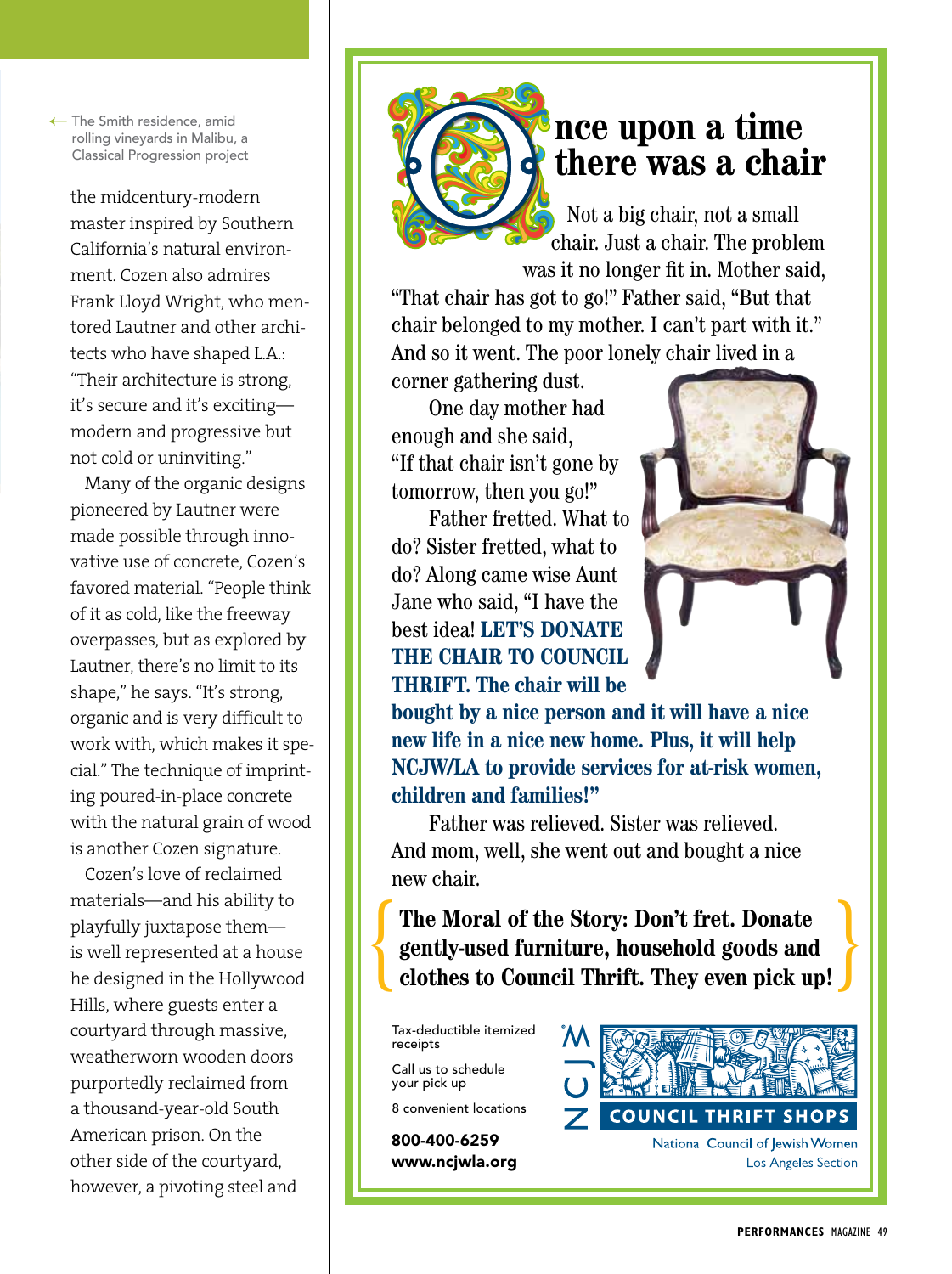← The Smith residence, amid rolling vineyards in Malibu, a Classical Progression project

the midcentury-modern master inspired by Southern California's natural environment. Cozen also admires Frank Lloyd Wright, who mentored Lautner and other architects who have shaped L.A.: "Their architecture is strong, it's secure and it's exciting—modern and progressive but not cold or uninviting."

Many of the organic designs pioneered by Lautner were made possible through innovative use of concrete, Cozen's favored material. "People think of it as cold, like the freeway overpasses, but as explored by Lautner, there's no limit to its shape," he says. "It's strong, organic and is very difficult to work with, which makes it special." The technique of imprinting poured-in-place concrete with the natural grain of wood is another Cozen signature.

Cozen's love of reclaimed materials—and his ability to playfully juxtapose them—is well represented at a house he designed in the Hollywood Hills, where guests enter a courtyard through massive, weatherworn wooden doors purportedly reclaimed from a thousand-year-old South American prison. On the other side of the courtyard, however, a pivoting steel and

# Once upon a time there was a chair

Not a big chair, not a small chair. Just a chair. The problem was it no longer fit in. Mother said, "That chair has got to go!" Father said, "But that chair belonged to my mother. I can't part with it." And so it went. The poor lonely chair lived in a corner gathering dust.

One day mother had enough and she said, "If that chair isn't gone by tomorrow, then you go!"

Father fretted. What to do? Sister fretted, what to do? Along came wise Aunt Jane who said, "I have the best idea! **LET'S DONATE THE CHAIR TO COUNCIL THRIFT. The chair will be bought by a nice person and it will have a nice new life in a nice new home. Plus, it will help NCJW/LA to provide services for at-risk women, children and families!"**

Father was relieved. Sister was relieved. And mom, well, she went out and bought a nice new chair.

**The Moral of the Story: Don't fret. Donate gently-used furniture, household goods and clothes to Council Thrift. They even pick up!**

Tax-deductible itemized receipts

Call us to schedule your pick up

8 convenient locations

**800-400-6259**
**www.ncjwla.org**

NCJW

COUNCIL THRIFT SHOPS

National Council of Jewish Women
Los Angeles Section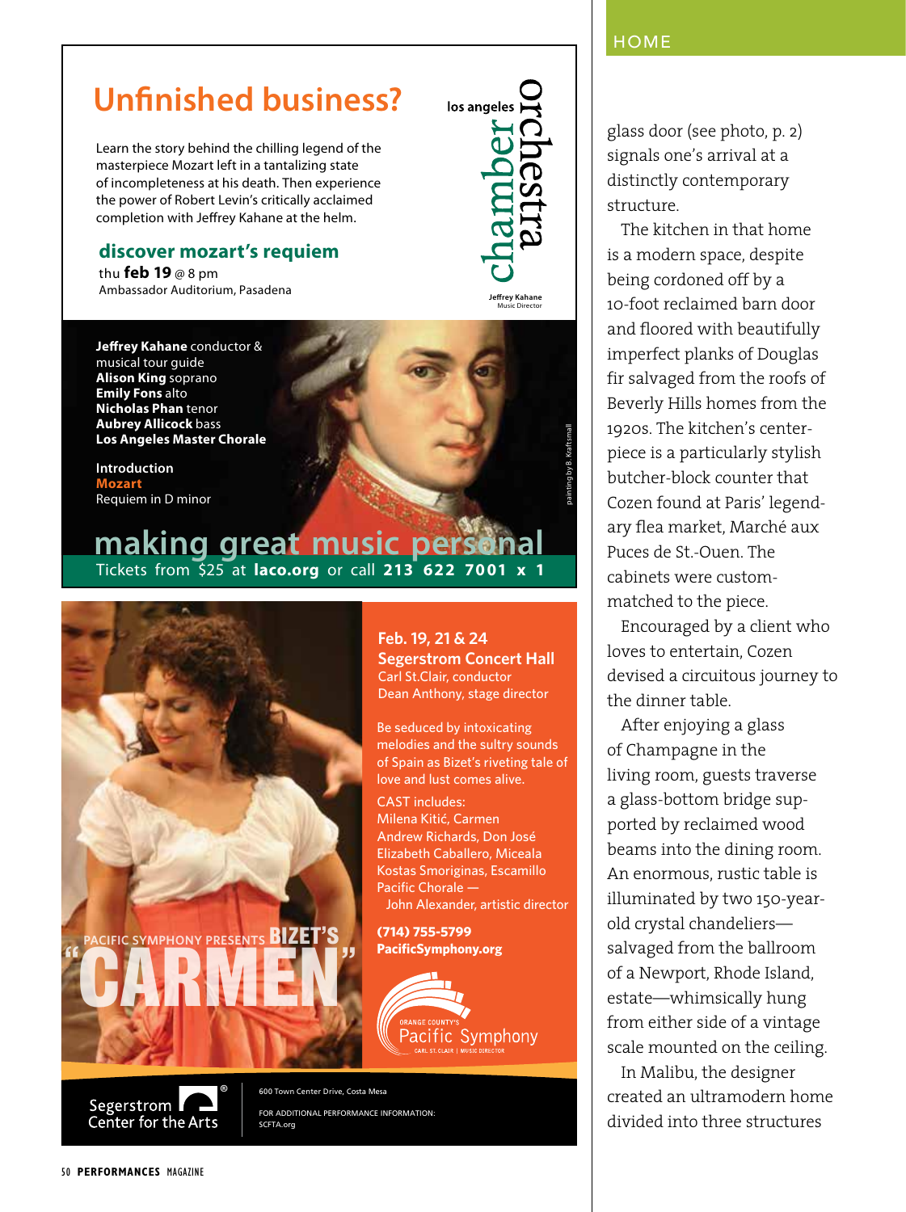# Unfinished business?

Learn the story behind the chilling legend of the masterpiece Mozart left in a tantalizing state of incompleteness at his death. Then experience the power of Robert Levin's critically acclaimed completion with Jeffrey Kahane at the helm.

los angeles chamber orchestra

Jeffrey Kahane
Music Director

## discover mozart's requiem

thu **feb 19** @ 8 pm
Ambassador Auditorium, Pasadena

**Jeffrey Kahane** conductor & musical tour guide
**Alison King** soprano
**Emily Fons** alto
**Nicholas Phan** tenor
**Aubrey Allicock** bass
**Los Angeles Master Chorale**

Introduction
**Mozart**
Requiem in D minor

painting by B. Kraftsmall

## making great music personal

Tickets from $25 at **laco.org** or call **213 622 7001 x 1**

---

PACIFIC SYMPHONY PRESENTS BIZET'S

# "CARMEN"

**Feb. 19, 21 & 24**
**Segerstrom Concert Hall**
Carl St.Clair, conductor
Dean Anthony, stage director

Be seduced by intoxicating melodies and the sultry sounds of Spain as Bizet's riveting tale of love and lust comes alive.

CAST includes:
Milena Kitić, Carmen
Andrew Richards, Don José
Elizabeth Caballero, Miceala
Kostas Smoriginas, Escamillo
Pacific Chorale —
John Alexander, artistic director

**(714) 755-5799**
**PacificSymphony.org**

ORANGE COUNTY'S Pacific Symphony
CARL ST.CLAIR | MUSIC DIRECTOR

Segerstrom Center for the Arts®

600 Town Center Drive, Costa Mesa

FOR ADDITIONAL PERFORMANCE INFORMATION:
SCFTA.org

---

glass door (see photo, p. 2) signals one's arrival at a distinctly contemporary structure.

The kitchen in that home is a modern space, despite being cordoned off by a 10-foot reclaimed barn door and floored with beautifully imperfect planks of Douglas fir salvaged from the roofs of Beverly Hills homes from the 1920s. The kitchen's centerpiece is a particularly stylish butcher-block counter that Cozen found at Paris' legendary flea market, Marché aux Puces de St.-Ouen. The cabinets were custom-matched to the piece.

Encouraged by a client who loves to entertain, Cozen devised a circuitous journey to the dinner table.

After enjoying a glass of Champagne in the living room, guests traverse a glass-bottom bridge supported by reclaimed wood beams into the dining room. An enormous, rustic table is illuminated by two 150-year-old crystal chandeliers—salvaged from the ballroom of a Newport, Rhode Island, estate—whimsically hung from either side of a vintage scale mounted on the ceiling.

In Malibu, the designer created an ultramodern home divided into three structures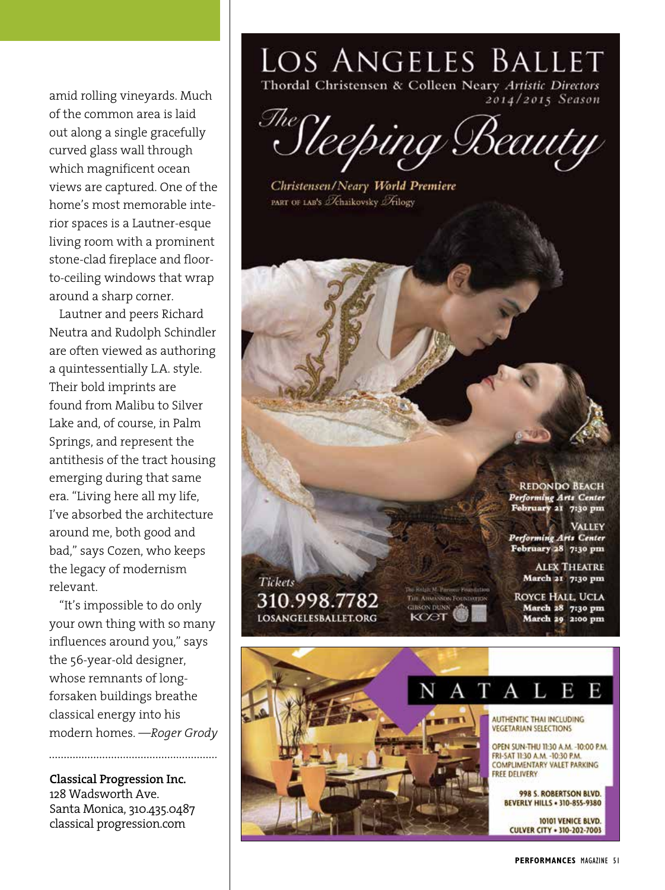amid rolling vineyards. Much of the common area is laid out along a single gracefully curved glass wall through which magnificent ocean views are captured. One of the home's most memorable interior spaces is a Lautner-esque living room with a prominent stone-clad fireplace and floor-to-ceiling windows that wrap around a sharp corner.

Lautner and peers Richard Neutra and Rudolph Schindler are often viewed as authoring a quintessentially L.A. style. Their bold imprints are found from Malibu to Silver Lake and, of course, in Palm Springs, and represent the antithesis of the tract housing emerging during that same era. "Living here all my life, I've absorbed the architecture around me, both good and bad," says Cozen, who keeps the legacy of modernism relevant.

"It's impossible to do only your own thing with so many influences around you," says the 56-year-old designer, whose remnants of long-forsaken buildings breathe classical energy into his modern homes. —*Roger Grody*

**Classical Progression Inc.**
128 Wadsworth Ave.
Santa Monica, 310.435.0487
classical progression.com

# LOS ANGELES BALLET

Thordal Christensen & Colleen Neary *Artistic Directors*
*2014/2015 Season*

## *The Sleeping Beauty*

*Christensen/Neary* ***World Premiere***
PART OF LAB'S *Tchaikovsky Trilogy*

**REDONDO BEACH**
***Performing Arts Center***
**February 21 7:30 pm**

**VALLEY**
***Performing Arts Center***
**February 28 7:30 pm**

**ALEX THEATRE**
**March 21 7:30 pm**

**ROYCE HALL, UCLA**
**March 28 7:30 pm**
**March 29 2:00 pm**

*Tickets*
**310.998.7782**
LOSANGELESBALLET.ORG

The Ralph M. Parsons Foundation
The Ahmanson Foundation
Gibson Dunn
KCET

# NATALEE

AUTHENTIC THAI INCLUDING VEGETARIAN SELECTIONS

OPEN SUN-THU 11:30 A.M. -10:00 P.M.
FRI-SAT 11:30 A.M. -10:30 P.M.
COMPLIMENTARY VALET PARKING
FREE DELIVERY

998 S. ROBERTSON BLVD.
BEVERLY HILLS • 310-855-9380

10101 VENICE BLVD.
CULVER CITY • 310-202-7003